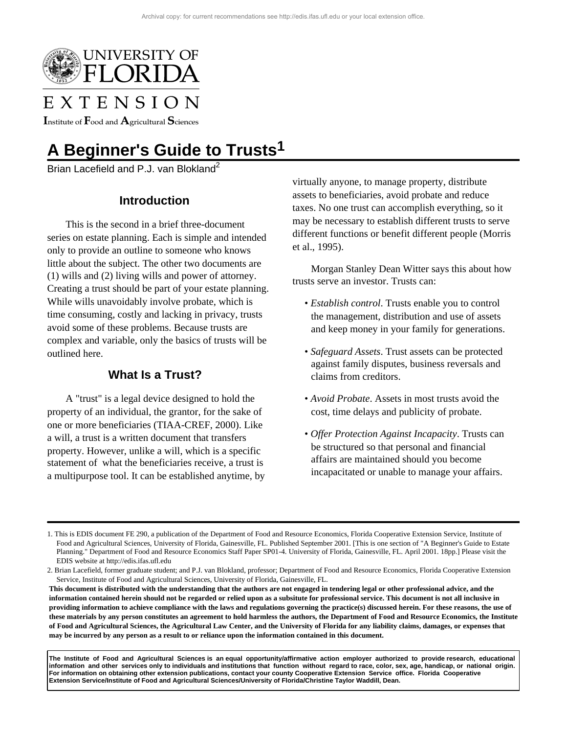# A Beginner's Guide to Trusts[1]

Brian Lacefield and P.J. van Blokland[2]

## Introduction

This is the second in a brief three-document series on estate planning. Each is simple and intended only to provide an outline to someone who knows little about the subject. The other two documents are (1) wills and (2) living wills and power of attorney. Creating a trust should be part of your estate planning. While wills unavoidably involve probate, which is time consuming, costly and lacking in privacy, trusts avoid some of these problems. Because trusts are complex and variable, only the basics of trusts will be outlined here.

## What Is a Trust?

A "trust" is a legal device designed to hold the property of an individual, the grantor, for the sake of one or more beneficiaries (TIAA-CREF, 2000). Like a will, a trust is a written document that transfers property. However, unlike a will, which is a specific statement of what the beneficiaries receive, a trust is a multipurpose tool. It can be established anytime, by virtually anyone, to manage property, distribute assets to beneficiaries, avoid probate and reduce taxes. No one trust can accomplish everything, so it may be necessary to establish different trusts to serve different functions or benefit different people (Morris et al., 1995).

Morgan Stanley Dean Witter says this about how trusts serve an investor. Trusts can:

- *Establish control*. Trusts enable you to control the management, distribution and use of assets and keep money in your family for generations.
- *Safeguard Assets*. Trust assets can be protected against family disputes, business reversals and claims from creditors.
- *Avoid Probate*. Assets in most trusts avoid the cost, time delays and publicity of probate.
- *Offer Protection Against Incapacity*. Trusts can be structured so that personal and financial affairs are maintained should you become incapacitated or unable to manage your affairs.

---

1. This is EDIS document FE 290, a publication of the Department of Food and Resource Economics, Florida Cooperative Extension Service, Institute of Food and Agricultural Sciences, University of Florida, Gainesville, FL. Published September 2001. [This is one section of "A Beginner's Guide to Estate Planning." Department of Food and Resource Economics Staff Paper SP01-4. University of Florida, Gainesville, FL. April 2001. 18pp.] Please visit the EDIS website at http://edis.ifas.ufl.edu

2. Brian Lacefield, former graduate student; and P.J. van Blokland, professor; Department of Food and Resource Economics, Florida Cooperative Extension Service, Institute of Food and Agricultural Sciences, University of Florida, Gainesville, FL.

**This document is distributed with the understanding that the authors are not engaged in tendering legal or other professional advice, and the information contained herein should not be regarded or relied upon as a subsitute for professional service. This document is not all inclusive in providing information to achieve compliance with the laws and regulations governing the practice(s) discussed herein. For these reasons, the use of these materials by any person constitutes an agreement to hold harmless the authors, the Department of Food and Resource Economics, the Institute of Food and Agricultural Sciences, the Agricultural Law Center, and the University of Florida for any liability claims, damages, or expenses that may be incurred by any person as a result to or reliance upon the information contained in this document.**

**The Institute of Food and Agricultural Sciences is an equal opportunity/affirmative action employer authorized to provide research, educational information and other services only to individuals and institutions that function without regard to race, color, sex, age, handicap, or national origin. For information on obtaining other extension publications, contact your county Cooperative Extension Service office. Florida Cooperative Extension Service/Institute of Food and Agricultural Sciences/University of Florida/Christine Taylor Waddill, Dean.**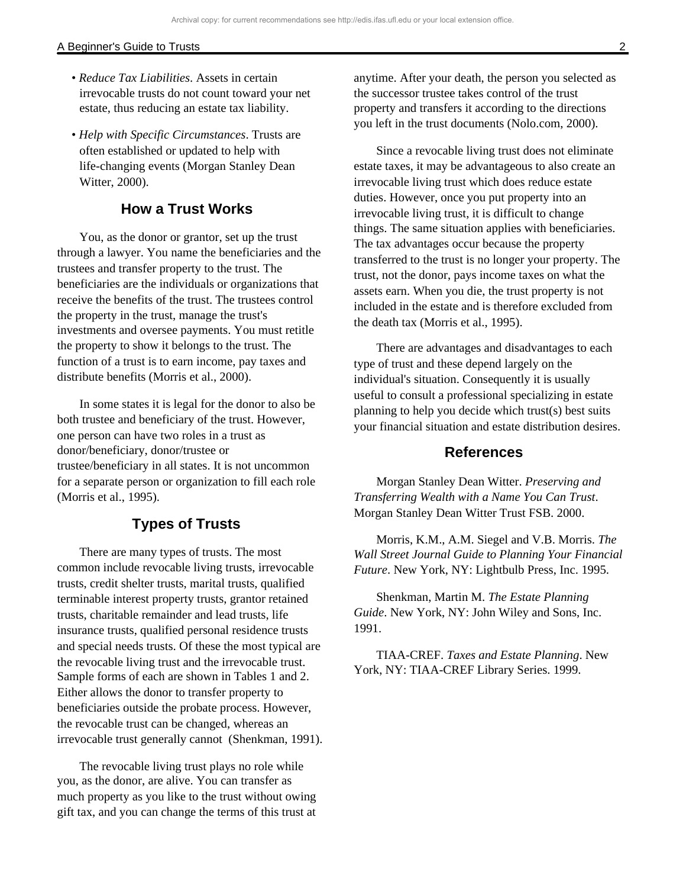- *Reduce Tax Liabilities*. Assets in certain irrevocable trusts do not count toward your net estate, thus reducing an estate tax liability.

- *Help with Specific Circumstances*. Trusts are often established or updated to help with life-changing events (Morgan Stanley Dean Witter, 2000).

## How a Trust Works

You, as the donor or grantor, set up the trust through a lawyer. You name the beneficiaries and the trustees and transfer property to the trust. The beneficiaries are the individuals or organizations that receive the benefits of the trust. The trustees control the property in the trust, manage the trust's investments and oversee payments. You must retitle the property to show it belongs to the trust. The function of a trust is to earn income, pay taxes and distribute benefits (Morris et al., 2000).

In some states it is legal for the donor to also be both trustee and beneficiary of the trust. However, one person can have two roles in a trust as donor/beneficiary, donor/trustee or trustee/beneficiary in all states. It is not uncommon for a separate person or organization to fill each role (Morris et al., 1995).

## Types of Trusts

There are many types of trusts. The most common include revocable living trusts, irrevocable trusts, credit shelter trusts, marital trusts, qualified terminable interest property trusts, grantor retained trusts, charitable remainder and lead trusts, life insurance trusts, qualified personal residence trusts and special needs trusts. Of these the most typical are the revocable living trust and the irrevocable trust. Sample forms of each are shown in Tables 1 and 2. Either allows the donor to transfer property to beneficiaries outside the probate process. However, the revocable trust can be changed, whereas an irrevocable trust generally cannot (Shenkman, 1991).

The revocable living trust plays no role while you, as the donor, are alive. You can transfer as much property as you like to the trust without owing gift tax, and you can change the terms of this trust at anytime. After your death, the person you selected as the successor trustee takes control of the trust property and transfers it according to the directions you left in the trust documents (Nolo.com, 2000).

Since a revocable living trust does not eliminate estate taxes, it may be advantageous to also create an irrevocable living trust which does reduce estate duties. However, once you put property into an irrevocable living trust, it is difficult to change things. The same situation applies with beneficiaries. The tax advantages occur because the property transferred to the trust is no longer your property. The trust, not the donor, pays income taxes on what the assets earn. When you die, the trust property is not included in the estate and is therefore excluded from the death tax (Morris et al., 1995).

There are advantages and disadvantages to each type of trust and these depend largely on the individual's situation. Consequently it is usually useful to consult a professional specializing in estate planning to help you decide which trust(s) best suits your financial situation and estate distribution desires.

## References

Morgan Stanley Dean Witter. *Preserving and Transferring Wealth with a Name You Can Trust*. Morgan Stanley Dean Witter Trust FSB. 2000.

Morris, K.M., A.M. Siegel and V.B. Morris. *The Wall Street Journal Guide to Planning Your Financial Future*. New York, NY: Lightbulb Press, Inc. 1995.

Shenkman, Martin M. *The Estate Planning Guide*. New York, NY: John Wiley and Sons, Inc. 1991.

TIAA-CREF. *Taxes and Estate Planning*. New York, NY: TIAA-CREF Library Series. 1999.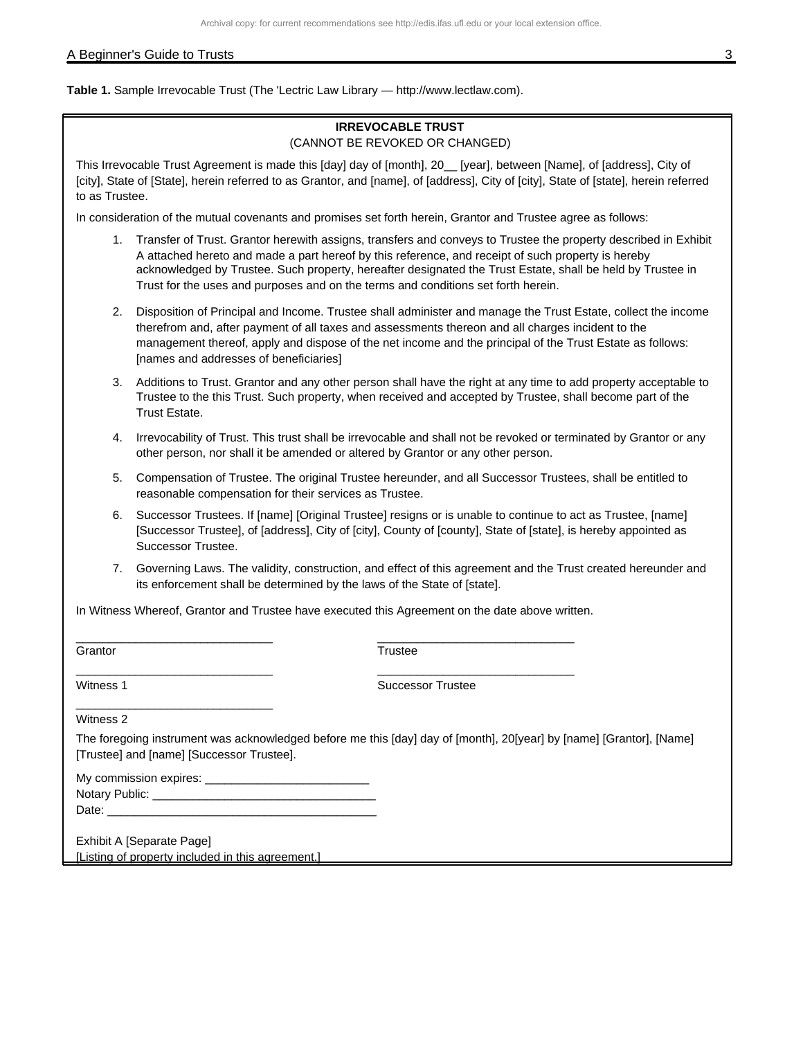**Table 1.** Sample Irrevocable Trust (The 'Lectric Law Library — http://www.lectlaw.com).

**IRREVOCABLE TRUST**
(CANNOT BE REVOKED OR CHANGED)

This Irrevocable Trust Agreement is made this [day] day of [month], 20__ [year], between [Name], of [address], City of [city], State of [State], herein referred to as Grantor, and [name], of [address], City of [city], State of [state], herein referred to as Trustee.

In consideration of the mutual covenants and promises set forth herein, Grantor and Trustee agree as follows:

1. Transfer of Trust. Grantor herewith assigns, transfers and conveys to Trustee the property described in Exhibit A attached hereto and made a part hereof by this reference, and receipt of such property is hereby acknowledged by Trustee. Such property, hereafter designated the Trust Estate, shall be held by Trustee in Trust for the uses and purposes and on the terms and conditions set forth herein.

2. Disposition of Principal and Income. Trustee shall administer and manage the Trust Estate, collect the income therefrom and, after payment of all taxes and assessments thereon and all charges incident to the management thereof, apply and dispose of the net income and the principal of the Trust Estate as follows: [names and addresses of beneficiaries]

3. Additions to Trust. Grantor and any other person shall have the right at any time to add property acceptable to Trustee to the this Trust. Such property, when received and accepted by Trustee, shall become part of the Trust Estate.

4. Irrevocability of Trust. This trust shall be irrevocable and shall not be revoked or terminated by Grantor or any other person, nor shall it be amended or altered by Grantor or any other person.

5. Compensation of Trustee. The original Trustee hereunder, and all Successor Trustees, shall be entitled to reasonable compensation for their services as Trustee.

6. Successor Trustees. If [name] [Original Trustee] resigns or is unable to continue to act as Trustee, [name] [Successor Trustee], of [address], City of [city], County of [county], State of [state], is hereby appointed as Successor Trustee.

7. Governing Laws. The validity, construction, and effect of this agreement and the Trust created hereunder and its enforcement shall be determined by the laws of the State of [state].

In Witness Whereof, Grantor and Trustee have executed this Agreement on the date above written.

| ______________________________ | ______________________________ |
|---|---|
| Grantor | Trustee |
| ______________________________ | ______________________________ |
| Witness 1 | Successor Trustee |
| ______________________________ | |
| Witness 2 | |

The foregoing instrument was acknowledged before me this [day] day of [month], 20[year] by [name] [Grantor], [Name] [Trustee] and [name] [Successor Trustee].

My commission expires: _________________________
Notary Public: ___________________________________
Date: __________________________________________

Exhibit A [Separate Page]
[Listing of property included in this agreement.]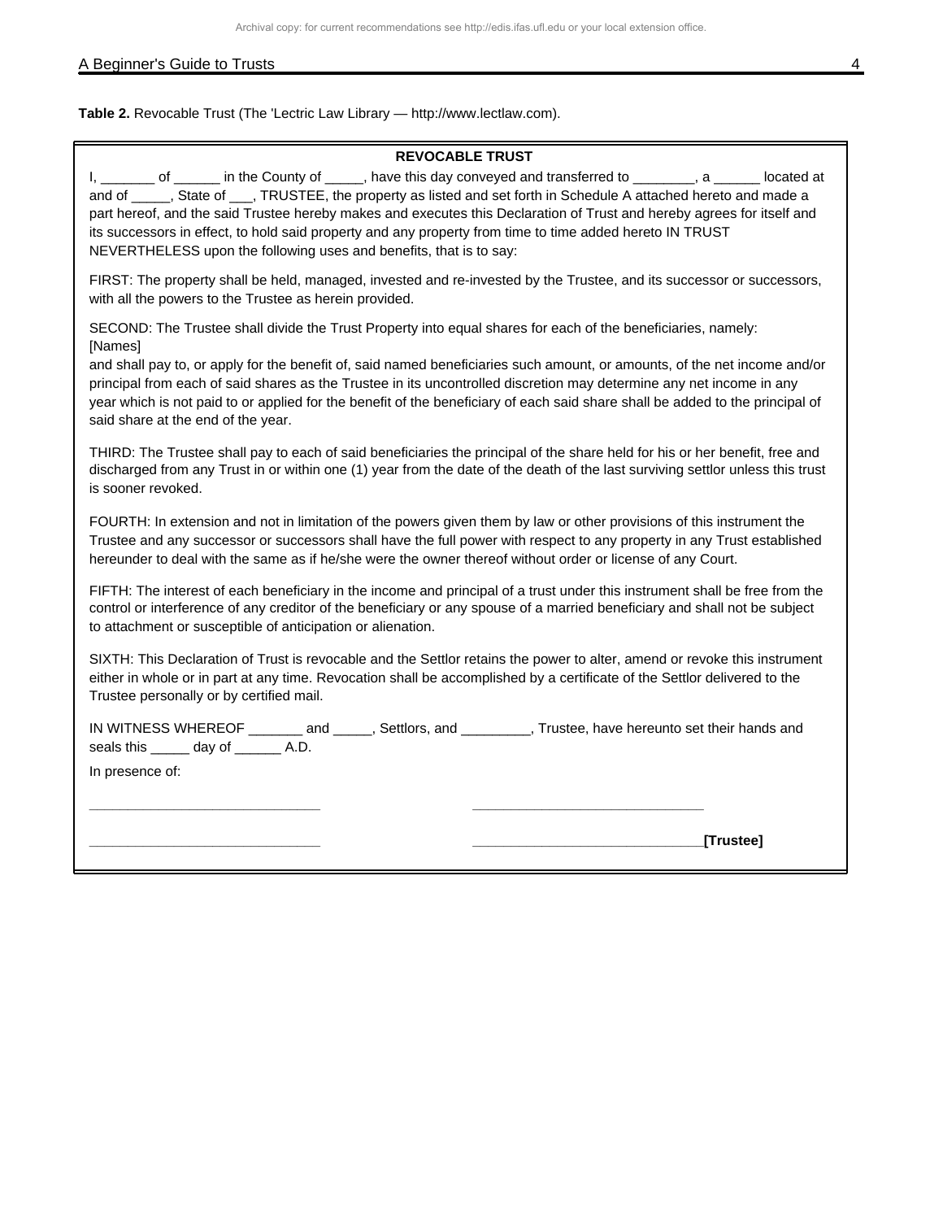**Table 2.** Revocable Trust (The 'Lectric Law Library — http://www.lectlaw.com).

**REVOCABLE TRUST**

I, _______ of ______ in the County of _____, have this day conveyed and transferred to ________, a ______ located at and of _____, State of ___, TRUSTEE, the property as listed and set forth in Schedule A attached hereto and made a part hereof, and the said Trustee hereby makes and executes this Declaration of Trust and hereby agrees for itself and its successors in effect, to hold said property and any property from time to time added hereto IN TRUST NEVERTHELESS upon the following uses and benefits, that is to say:

FIRST: The property shall be held, managed, invested and re-invested by the Trustee, and its successor or successors, with all the powers to the Trustee as herein provided.

SECOND: The Trustee shall divide the Trust Property into equal shares for each of the beneficiaries, namely:
[Names]
and shall pay to, or apply for the benefit of, said named beneficiaries such amount, or amounts, of the net income and/or principal from each of said shares as the Trustee in its uncontrolled discretion may determine any net income in any year which is not paid to or applied for the benefit of the beneficiary of each said share shall be added to the principal of said share at the end of the year.

THIRD: The Trustee shall pay to each of said beneficiaries the principal of the share held for his or her benefit, free and discharged from any Trust in or within one (1) year from the date of the death of the last surviving settlor unless this trust is sooner revoked.

FOURTH: In extension and not in limitation of the powers given them by law or other provisions of this instrument the Trustee and any successor or successors shall have the full power with respect to any property in any Trust established hereunder to deal with the same as if he/she were the owner thereof without order or license of any Court.

FIFTH: The interest of each beneficiary in the income and principal of a trust under this instrument shall be free from the control or interference of any creditor of the beneficiary or any spouse of a married beneficiary and shall not be subject to attachment or susceptible of anticipation or alienation.

SIXTH: This Declaration of Trust is revocable and the Settlor retains the power to alter, amend or revoke this instrument either in whole or in part at any time. Revocation shall be accomplished by a certificate of the Settlor delivered to the Trustee personally or by certified mail.

IN WITNESS WHEREOF _______ and _____, Settlors, and _________, Trustee, have hereunto set their hands and seals this _____ day of ______ A.D.

In presence of:

______________________________ ______________________________

______________________________ ______________________________**[Trustee]**